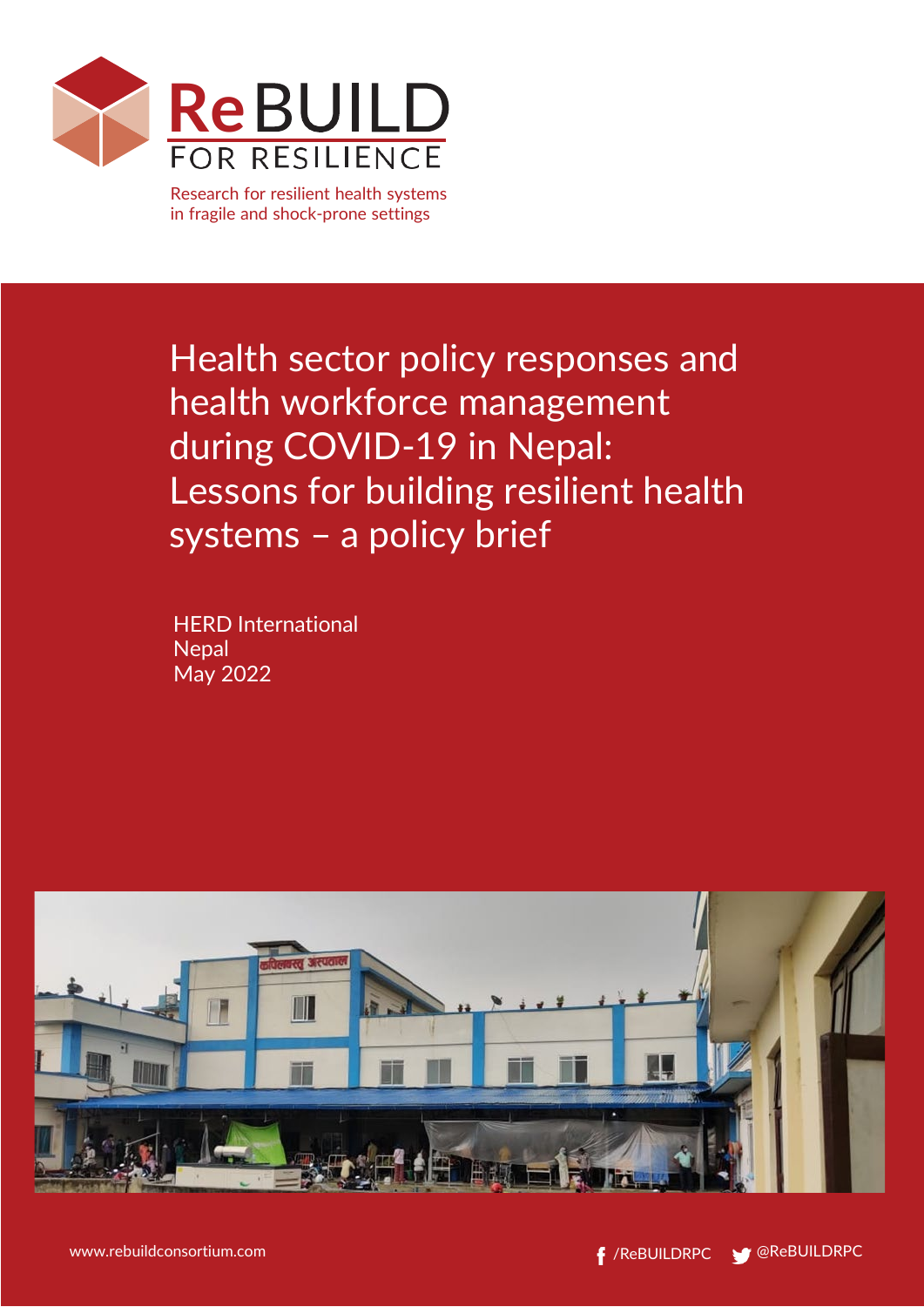ReBUILD FOR RESILIENCE

Research for resilient health systems in fragile and shock-prone settings

# Health sector policy responses and health workforce management during COVID-19 in Nepal: Lessons for building resilient health systems – a policy brief

HERD International
Nepal
May 2022

www.rebuildconsortium.com

/ReBUILDRPC @ReBUILDRPC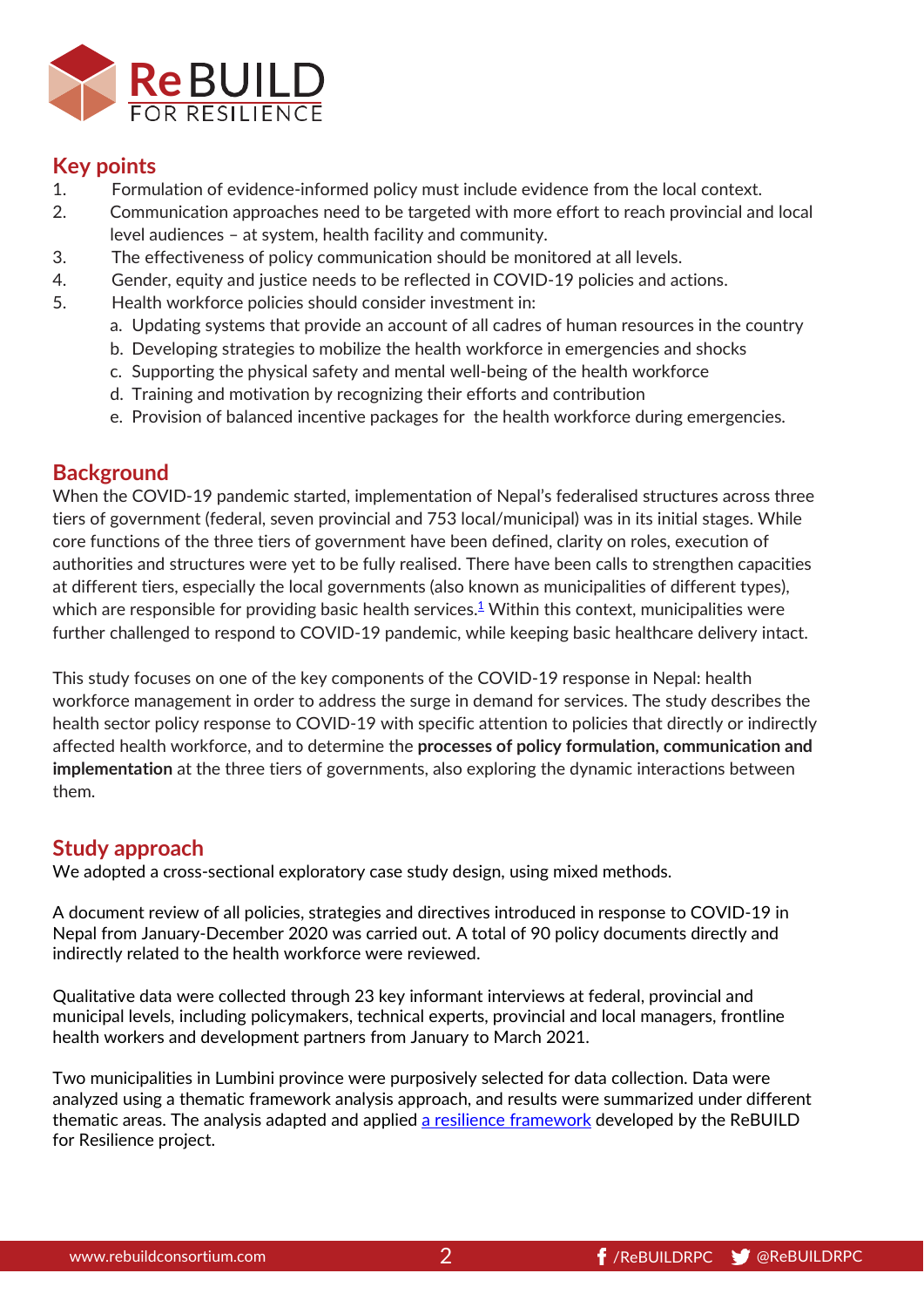## Key points

1. Formulation of evidence-informed policy must include evidence from the local context.
2. Communication approaches need to be targeted with more effort to reach provincial and local level audiences – at system, health facility and community.
3. The effectiveness of policy communication should be monitored at all levels.
4. Gender, equity and justice needs to be reflected in COVID-19 policies and actions.
5. Health workforce policies should consider investment in:
   a. Updating systems that provide an account of all cadres of human resources in the country
   b. Developing strategies to mobilize the health workforce in emergencies and shocks
   c. Supporting the physical safety and mental well-being of the health workforce
   d. Training and motivation by recognizing their efforts and contribution
   e. Provision of balanced incentive packages for the health workforce during emergencies.

## Background

When the COVID-19 pandemic started, implementation of Nepal's federalised structures across three tiers of government (federal, seven provincial and 753 local/municipal) was in its initial stages. While core functions of the three tiers of government have been defined, clarity on roles, execution of authorities and structures were yet to be fully realised. There have been calls to strengthen capacities at different tiers, especially the local governments (also known as municipalities of different types), which are responsible for providing basic health services.[1] Within this context, municipalities were further challenged to respond to COVID-19 pandemic, while keeping basic healthcare delivery intact.

This study focuses on one of the key components of the COVID-19 response in Nepal: health workforce management in order to address the surge in demand for services. The study describes the health sector policy response to COVID-19 with specific attention to policies that directly or indirectly affected health workforce, and to determine the **processes of policy formulation, communication and implementation** at the three tiers of governments, also exploring the dynamic interactions between them.

## Study approach

We adopted a cross-sectional exploratory case study design, using mixed methods.

A document review of all policies, strategies and directives introduced in response to COVID-19 in Nepal from January-December 2020 was carried out. A total of 90 policy documents directly and indirectly related to the health workforce were reviewed.

Qualitative data were collected through 23 key informant interviews at federal, provincial and municipal levels, including policymakers, technical experts, provincial and local managers, frontline health workers and development partners from January to March 2021.

Two municipalities in Lumbini province were purposively selected for data collection. Data were analyzed using a thematic framework analysis approach, and results were summarized under different thematic areas. The analysis adapted and applied a resilience framework developed by the ReBUILD for Resilience project.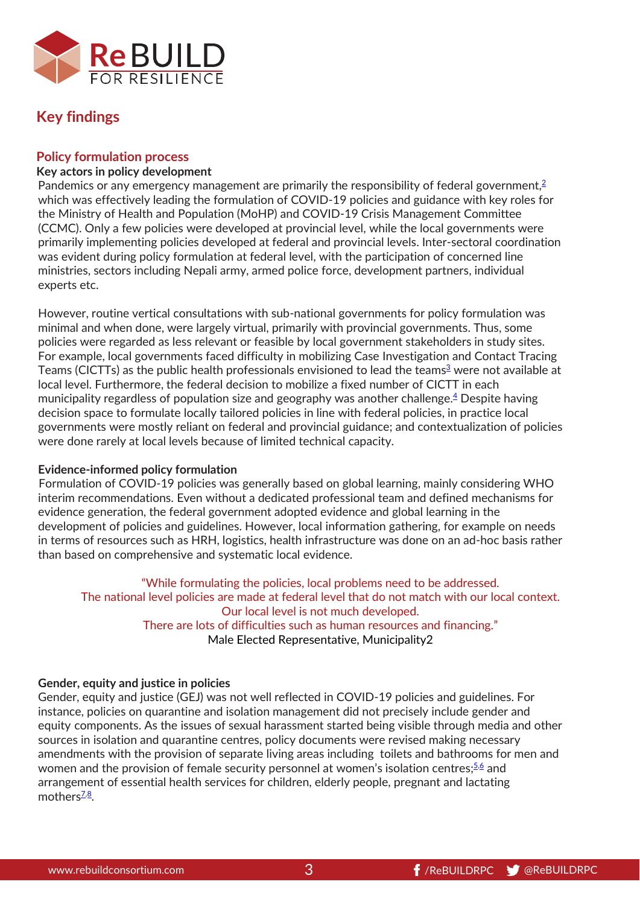## Key findings

### Policy formulation process

**Key actors in policy development**

Pandemics or any emergency management are primarily the responsibility of federal government,[2] which was effectively leading the formulation of COVID-19 policies and guidance with key roles for the Ministry of Health and Population (MoHP) and COVID-19 Crisis Management Committee (CCMC). Only a few policies were developed at provincial level, while the local governments were primarily implementing policies developed at federal and provincial levels. Inter-sectoral coordination was evident during policy formulation at federal level, with the participation of concerned line ministries, sectors including Nepali army, armed police force, development partners, individual experts etc.

However, routine vertical consultations with sub-national governments for policy formulation was minimal and when done, were largely virtual, primarily with provincial governments. Thus, some policies were regarded as less relevant or feasible by local government stakeholders in study sites. For example, local governments faced difficulty in mobilizing Case Investigation and Contact Tracing Teams (CICTTs) as the public health professionals envisioned to lead the teams[3] were not available at local level. Furthermore, the federal decision to mobilize a fixed number of CICTT in each municipality regardless of population size and geography was another challenge.[4] Despite having decision space to formulate locally tailored policies in line with federal policies, in practice local governments were mostly reliant on federal and provincial guidance; and contextualization of policies were done rarely at local levels because of limited technical capacity.

**Evidence-informed policy formulation**

Formulation of COVID-19 policies was generally based on global learning, mainly considering WHO interim recommendations. Even without a dedicated professional team and defined mechanisms for evidence generation, the federal government adopted evidence and global learning in the development of policies and guidelines. However, local information gathering, for example on needs in terms of resources such as HRH, logistics, health infrastructure was done on an ad-hoc basis rather than based on comprehensive and systematic local evidence.

> "While formulating the policies, local problems need to be addressed.
> The national level policies are made at federal level that do not match with our local context.
> Our local level is not much developed.
> There are lots of difficulties such as human resources and financing."
> Male Elected Representative, Municipality2

**Gender, equity and justice in policies**

Gender, equity and justice (GEJ) was not well reflected in COVID-19 policies and guidelines. For instance, policies on quarantine and isolation management did not precisely include gender and equity components. As the issues of sexual harassment started being visible through media and other sources in isolation and quarantine centres, policy documents were revised making necessary amendments with the provision of separate living areas including toilets and bathrooms for men and women and the provision of female security personnel at women's isolation centres;[5,6] and arrangement of essential health services for children, elderly people, pregnant and lactating mothers[7,8].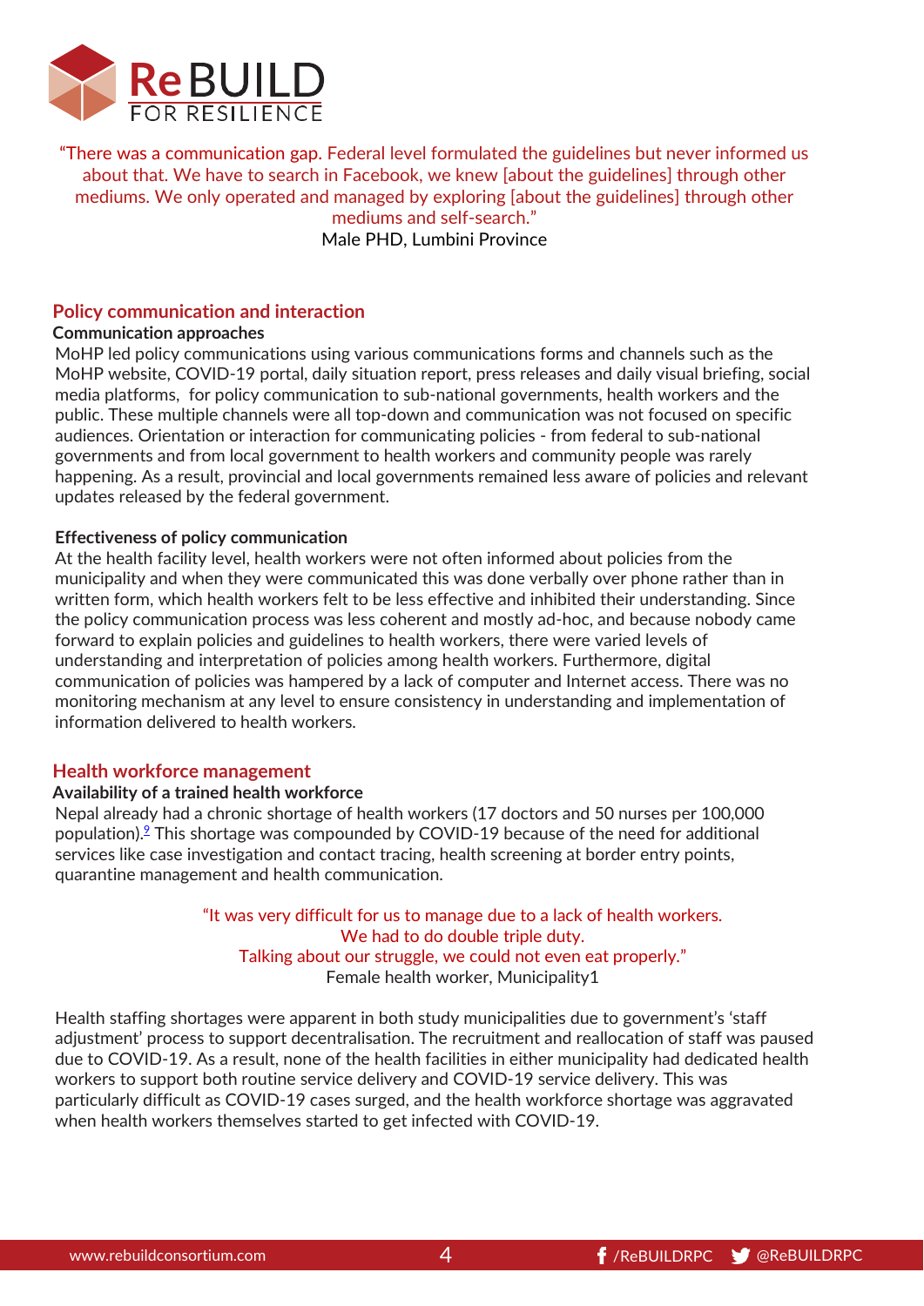"There was a communication gap. Federal level formulated the guidelines but never informed us about that. We have to search in Facebook, we knew [about the guidelines] through other mediums. We only operated and managed by exploring [about the guidelines] through other mediums and self-search."
Male PHD, Lumbini Province

## Policy communication and interaction

### Communication approaches

MoHP led policy communications using various communications forms and channels such as the MoHP website, COVID-19 portal, daily situation report, press releases and daily visual briefing, social media platforms, for policy communication to sub-national governments, health workers and the public. These multiple channels were all top-down and communication was not focused on specific audiences. Orientation or interaction for communicating policies - from federal to sub-national governments and from local government to health workers and community people was rarely happening. As a result, provincial and local governments remained less aware of policies and relevant updates released by the federal government.

### Effectiveness of policy communication

At the health facility level, health workers were not often informed about policies from the municipality and when they were communicated this was done verbally over phone rather than in written form, which health workers felt to be less effective and inhibited their understanding. Since the policy communication process was less coherent and mostly ad-hoc, and because nobody came forward to explain policies and guidelines to health workers, there were varied levels of understanding and interpretation of policies among health workers. Furthermore, digital communication of policies was hampered by a lack of computer and Internet access. There was no monitoring mechanism at any level to ensure consistency in understanding and implementation of information delivered to health workers.

## Health workforce management

### Availability of a trained health workforce

Nepal already had a chronic shortage of health workers (17 doctors and 50 nurses per 100,000 population).[9] This shortage was compounded by COVID-19 because of the need for additional services like case investigation and contact tracing, health screening at border entry points, quarantine management and health communication.

"It was very difficult for us to manage due to a lack of health workers. We had to do double triple duty. Talking about our struggle, we could not even eat properly."
Female health worker, Municipality1

Health staffing shortages were apparent in both study municipalities due to government's 'staff adjustment' process to support decentralisation. The recruitment and reallocation of staff was paused due to COVID-19. As a result, none of the health facilities in either municipality had dedicated health workers to support both routine service delivery and COVID-19 service delivery. This was particularly difficult as COVID-19 cases surged, and the health workforce shortage was aggravated when health workers themselves started to get infected with COVID-19.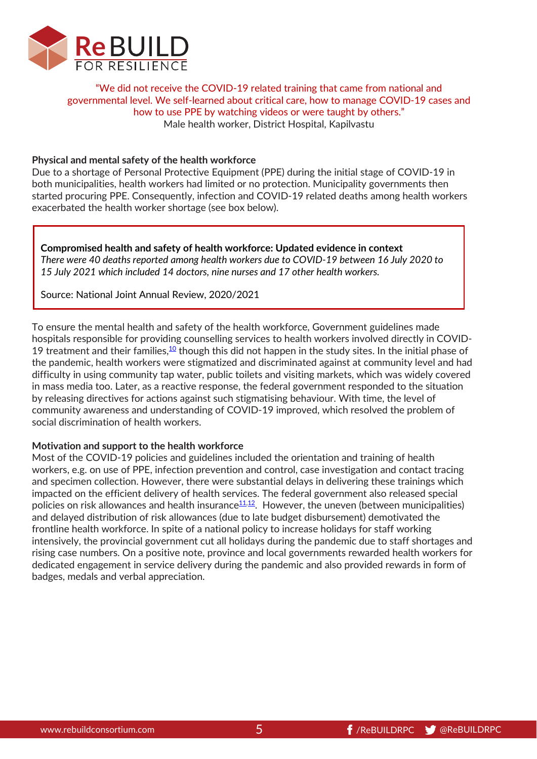"We did not receive the COVID-19 related training that came from national and governmental level. We self-learned about critical care, how to manage COVID-19 cases and how to use PPE by watching videos or were taught by others."
Male health worker, District Hospital, Kapilvastu

**Physical and mental safety of the health workforce**

Due to a shortage of Personal Protective Equipment (PPE) during the initial stage of COVID-19 in both municipalities, health workers had limited or no protection. Municipality governments then started procuring PPE. Consequently, infection and COVID-19 related deaths among health workers exacerbated the health worker shortage (see box below).

> **Compromised health and safety of health workforce: Updated evidence in context**
> *There were 40 deaths reported among health workers due to COVID-19 between 16 July 2020 to 15 July 2021 which included 14 doctors, nine nurses and 17 other health workers.*
>
> Source: National Joint Annual Review, 2020/2021

To ensure the mental health and safety of the health workforce, Government guidelines made hospitals responsible for providing counselling services to health workers involved directly in COVID-19 treatment and their families,[10] though this did not happen in the study sites. In the initial phase of the pandemic, health workers were stigmatized and discriminated against at community level and had difficulty in using community tap water, public toilets and visiting markets, which was widely covered in mass media too. Later, as a reactive response, the federal government responded to the situation by releasing directives for actions against such stigmatising behaviour. With time, the level of community awareness and understanding of COVID-19 improved, which resolved the problem of social discrimination of health workers.

**Motivation and support to the health workforce**

Most of the COVID-19 policies and guidelines included the orientation and training of health workers, e.g. on use of PPE, infection prevention and control, case investigation and contact tracing and specimen collection. However, there were substantial delays in delivering these trainings which impacted on the efficient delivery of health services. The federal government also released special policies on risk allowances and health insurance[11,12]. However, the uneven (between municipalities) and delayed distribution of risk allowances (due to late budget disbursement) demotivated the frontline health workforce. In spite of a national policy to increase holidays for staff working intensively, the provincial government cut all holidays during the pandemic due to staff shortages and rising case numbers. On a positive note, province and local governments rewarded health workers for dedicated engagement in service delivery during the pandemic and also provided rewards in form of badges, medals and verbal appreciation.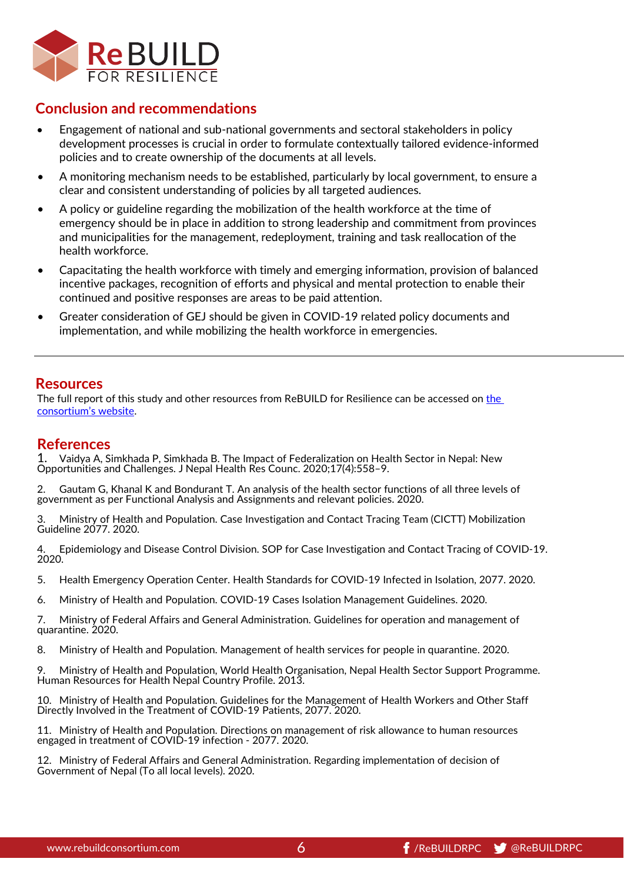## Conclusion and recommendations

- Engagement of national and sub-national governments and sectoral stakeholders in policy development processes is crucial in order to formulate contextually tailored evidence-informed policies and to create ownership of the documents at all levels.
- A monitoring mechanism needs to be established, particularly by local government, to ensure a clear and consistent understanding of policies by all targeted audiences.
- A policy or guideline regarding the mobilization of the health workforce at the time of emergency should be in place in addition to strong leadership and commitment from provinces and municipalities for the management, redeployment, training and task reallocation of the health workforce.
- Capacitating the health workforce with timely and emerging information, provision of balanced incentive packages, recognition of efforts and physical and mental protection to enable their continued and positive responses are areas to be paid attention.
- Greater consideration of GEJ should be given in COVID-19 related policy documents and implementation, and while mobilizing the health workforce in emergencies.

---

## Resources

The full report of this study and other resources from ReBUILD for Resilience can be accessed on [the consortium's website].

## References

1. Vaidya A, Simkhada P, Simkhada B. The Impact of Federalization on Health Sector in Nepal: New Opportunities and Challenges. J Nepal Health Res Counc. 2020;17(4):558–9.
2. Gautam G, Khanal K and Bondurant T. An analysis of the health sector functions of all three levels of government as per Functional Analysis and Assignments and relevant policies. 2020.
3. Ministry of Health and Population. Case Investigation and Contact Tracing Team (CICTT) Mobilization Guideline 2077. 2020.
4. Epidemiology and Disease Control Division. SOP for Case Investigation and Contact Tracing of COVID-19. 2020.
5. Health Emergency Operation Center. Health Standards for COVID-19 Infected in Isolation, 2077. 2020.
6. Ministry of Health and Population. COVID-19 Cases Isolation Management Guidelines. 2020.
7. Ministry of Federal Affairs and General Administration. Guidelines for operation and management of quarantine. 2020.
8. Ministry of Health and Population. Management of health services for people in quarantine. 2020.
9. Ministry of Health and Population, World Health Organisation, Nepal Health Sector Support Programme. Human Resources for Health Nepal Country Profile. 2013.
10. Ministry of Health and Population. Guidelines for the Management of Health Workers and Other Staff Directly Involved in the Treatment of COVID-19 Patients, 2077. 2020.
11. Ministry of Health and Population. Directions on management of risk allowance to human resources engaged in treatment of COVID-19 infection - 2077. 2020.
12. Ministry of Federal Affairs and General Administration. Regarding implementation of decision of Government of Nepal (To all local levels). 2020.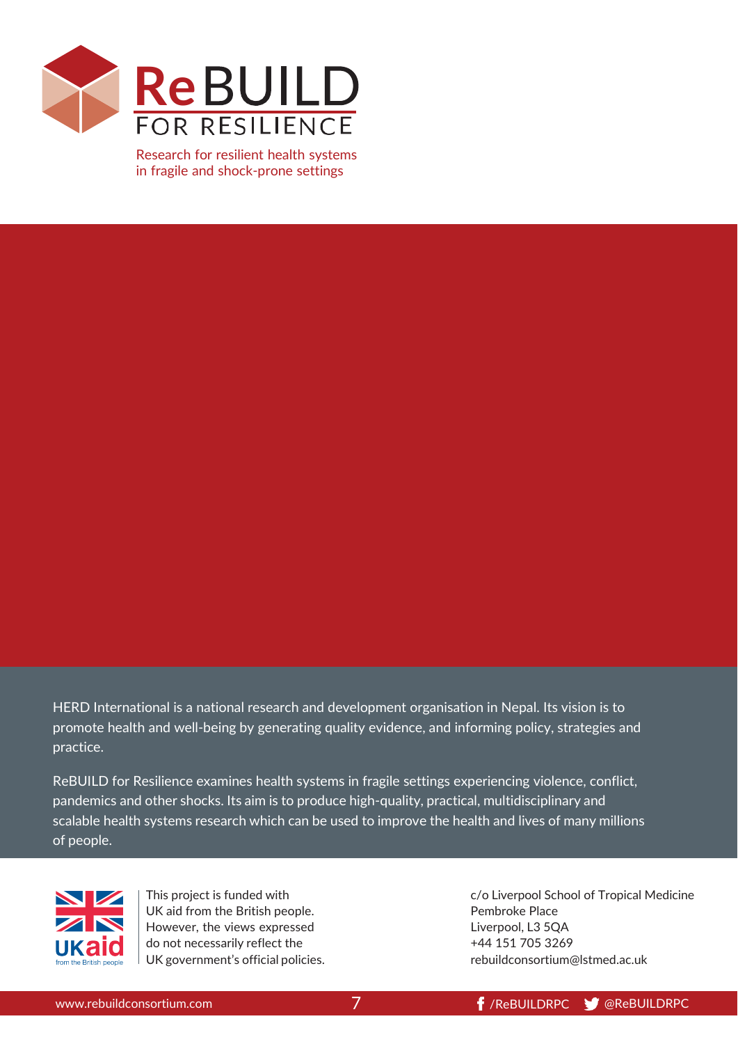# ReBUILD FOR RESILIENCE

Research for resilient health systems in fragile and shock-prone settings

HERD International is a national research and development organisation in Nepal. Its vision is to promote health and well-being by generating quality evidence, and informing policy, strategies and practice.

ReBUILD for Resilience examines health systems in fragile settings experiencing violence, conflict, pandemics and other shocks. Its aim is to produce high-quality, practical, multidisciplinary and scalable health systems research which can be used to improve the health and lives of many millions of people.

UKaid from the British people

This project is funded with UK aid from the British people. However, the views expressed do not necessarily reflect the UK government's official policies.

c/o Liverpool School of Tropical Medicine
Pembroke Place
Liverpool, L3 5QA
+44 151 705 3269
rebuildconsortium@lstmed.ac.uk

www.rebuildconsortium.com

/ReBUILDRPC @ReBUILDRPC